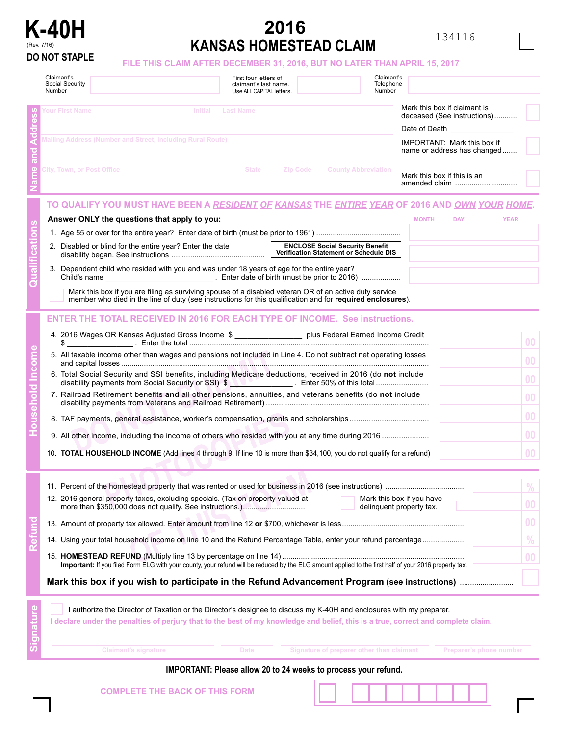# K-40H

(Rev. 7/16)

**DO NOT STAPLE**

# 2016 KANSAS HOMESTEAD CLAIM

134116

**FILE THIS CLAIM AFTER DECEMBER 31, 2016, BUT NO LATER THAN APRIL 15, 2017**

| Claimant's Social Security Number | | First four letters of claimant's last name. Use ALL CAPITAL letters. | | Claimant's Telephone Number | |
|---|---|---|---|---|---|

## Name and Address

| Your First Name | Initial | Last Name | | |
|---|---|---|---|---|
| Mailing Address (Number and Street, including Rural Route) | | | | |
| City, Town, or Post Office | State | Zip Code | County Abbreviation | |

Mark this box if claimant is deceased (See instructions) ☐

Date of Death ______________

IMPORTANT: Mark this box if name or address has changed ☐

Mark this box if this is an amended claim ☐

## Qualifications

**TO QUALIFY YOU MUST HAVE BEEN A *RESIDENT OF KANSAS* THE *ENTIRE YEAR* OF 2016 AND *OWN YOUR HOME*.**

**Answer ONLY the questions that apply to you:** (MONTH / DAY / YEAR)

1. Age 55 or over for the entire year? Enter date of birth (must be prior to 1961) ..........
2. Disabled or blind for the entire year? Enter the date disability began. See instructions .......... **ENCLOSE Social Security Benefit Verification Statement or Schedule DIS**
3. Dependent child who resided with you and was under 18 years of age for the entire year? Child's name ________________ . Enter date of birth (must be prior to 2016) ..........

☐ Mark this box if you are filing as surviving spouse of a disabled veteran OR of an active duty service member who died in the line of duty (see instructions for this qualification and for **required enclosures**).

## Household Income

**ENTER THE TOTAL RECEIVED IN 2016 FOR EACH TYPE OF INCOME. See instructions.**

4. 2016 Wages OR Kansas Adjusted Gross Income $ ______________ plus Federal Earned Income Credit $ ______________ . Enter the total .......... 00
5. All taxable income other than wages and pensions not included in Line 4. Do not subtract net operating losses and capital losses .......... 00
6. Total Social Security and SSI benefits, including Medicare deductions, received in 2016 (do **not** include disability payments from Social Security or SSI) $ ______________ . Enter 50% of this total .......... 00
7. Railroad Retirement benefits **and** all other pensions, annuities, and veterans benefits (do **not** include disability payments from Veterans and Railroad Retirement) .......... 00
8. TAF payments, general assistance, worker's compensation, grants and scholarships .......... 00
9. All other income, including the income of others who resided with you at any time during 2016 .......... 00
10. **TOTAL HOUSEHOLD INCOME** (Add lines 4 through 9. If line 10 is more than $34,100, you do not qualify for a refund) 00

## Refund

11. Percent of the homestead property that was rented or used for business in 2016 (see instructions) .......... %
12. 2016 general property taxes, excluding specials. (Tax on property valued at more than $350,000 does not qualify. See instructions.) .......... ☐ Mark this box if you have delinquent property tax. 00
13. Amount of property tax allowed. Enter amount from line 12 **or** $700, whichever is less .......... 00
14. Using your total household income on line 10 and the Refund Percentage Table, enter your refund percentage .......... %
15. **HOMESTEAD REFUND** (Multiply line 13 by percentage on line 14) .......... 00
    **Important:** If you filed Form ELG with your county, your refund will be reduced by the ELG amount applied to the first half of your 2016 property tax.

**Mark this box if you wish to participate in the Refund Advancement Program** (see instructions) .......... ☐

## Signature

☐ I authorize the Director of Taxation or the Director's designee to discuss my K-40H and enclosures with my preparer.

I declare under the penalties of perjury that to the best of my knowledge and belief, this is a true, correct and complete claim.

| Claimant's signature | Date | Signature of preparer other than claimant | Preparer's phone number |
|---|---|---|---|

**IMPORTANT: Please allow 20 to 24 weeks to process your refund.**

COMPLETE THE BACK OF THIS FORM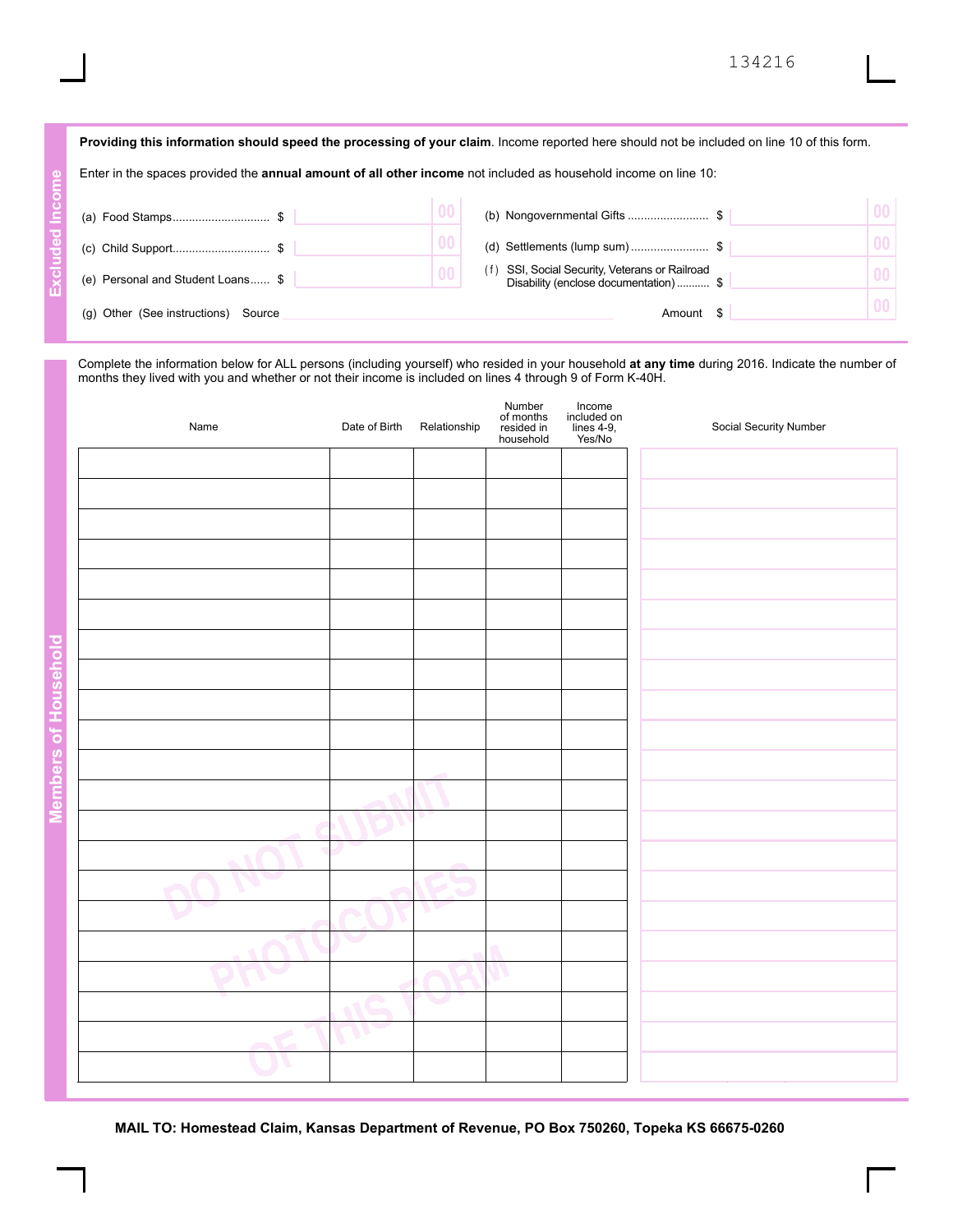134216

## Excluded Income

**Providing this information should speed the processing of your claim**. Income reported here should not be included on line 10 of this form.

Enter in the spaces provided the **annual amount of all other income** not included as household income on line 10:

(a) Food Stamps............................ $ ______ 00

(b) Nongovernmental Gifts ........................ $ ______ 00

(c) Child Support............................. $ ______ 00

(d) Settlements (lump sum)........................ $ ______ 00

(e) Personal and Student Loans...... $ ______ 00

(f) SSI, Social Security, Veterans or Railroad Disability (enclose documentation).......... $ ______ 00

(g) Other (See instructions) Source ______ Amount $ ______ 00

## Members of Household

Complete the information below for ALL persons (including yourself) who resided in your household **at any time** during 2016. Indicate the number of months they lived with you and whether or not their income is included on lines 4 through 9 of Form K-40H.

| Name | Date of Birth | Relationship | Number of months resided in household | Income included on lines 4-9, Yes/No | Social Security Number |
|---|---|---|---|---|---|
| | | | | | |
| | | | | | |
| | | | | | |
| | | | | | |
| | | | | | |
| | | | | | |
| | | | | | |
| | | | | | |
| | | | | | |
| | | | | | |
| | | | | | |
| | | | | | |
| | | | | | |
| | | | | | |
| | | | | | |
| | | | | | |
| | | | | | |
| | | | | | |
| | | | | | |
| | | | | | |
| | | | | | |

DO NOT SUBMIT PHOTOCOPIES OF THIS FORM

**MAIL TO: Homestead Claim, Kansas Department of Revenue, PO Box 750260, Topeka KS 66675-0260**